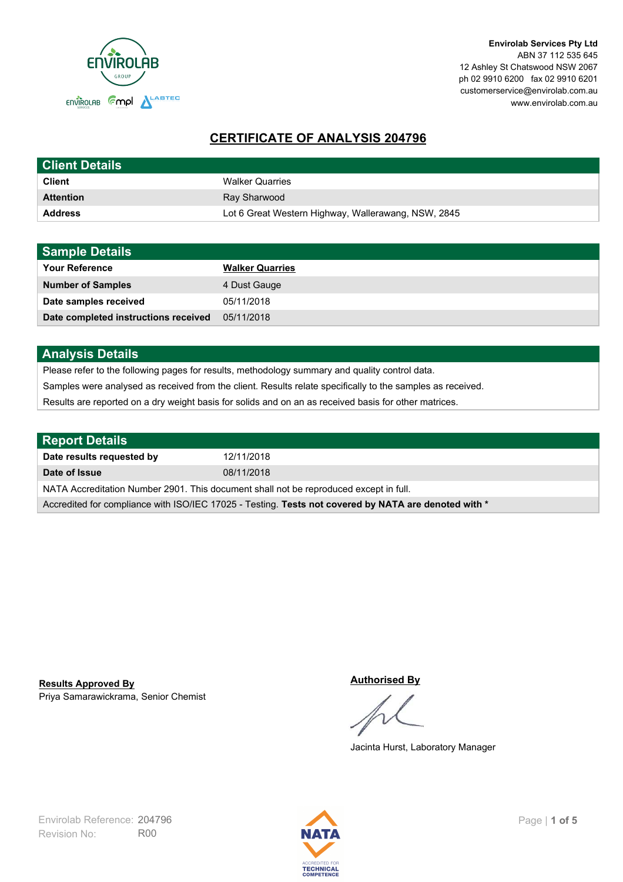Envirolab Services Pty Ltd
ABN 37 112 535 645
12 Ashley St Chatswood NSW 2067
ph 02 9910 6200 fax 02 9910 6201
customerservice@envirolab.com.au
www.envirolab.com.au

# CERTIFICATE OF ANALYSIS 204796

## Client Details

| | |
|---|---|
| **Client** | Walker Quarries |
| **Attention** | Ray Sharwood |
| **Address** | Lot 6 Great Western Highway, Wallerawang, NSW, 2845 |

## Sample Details

| | |
|---|---|
| **Your Reference** | **Walker Quarries** |
| **Number of Samples** | 4 Dust Gauge |
| **Date samples received** | 05/11/2018 |
| **Date completed instructions received** | 05/11/2018 |

## Analysis Details

Please refer to the following pages for results, methodology summary and quality control data.

Samples were analysed as received from the client. Results relate specifically to the samples as received.

Results are reported on a dry weight basis for solids and on an as received basis for other matrices.

## Report Details

| | |
|---|---|
| **Date results requested by** | 12/11/2018 |
| **Date of Issue** | 08/11/2018 |

NATA Accreditation Number 2901. This document shall not be reproduced except in full.

Accredited for compliance with ISO/IEC 17025 - Testing. **Tests not covered by NATA are denoted with ***

**Results Approved By**
Priya Samarawickrama, Senior Chemist

**Authorised By**
Jacinta Hurst, Laboratory Manager

Envirolab Reference: 204796
Revision No: R00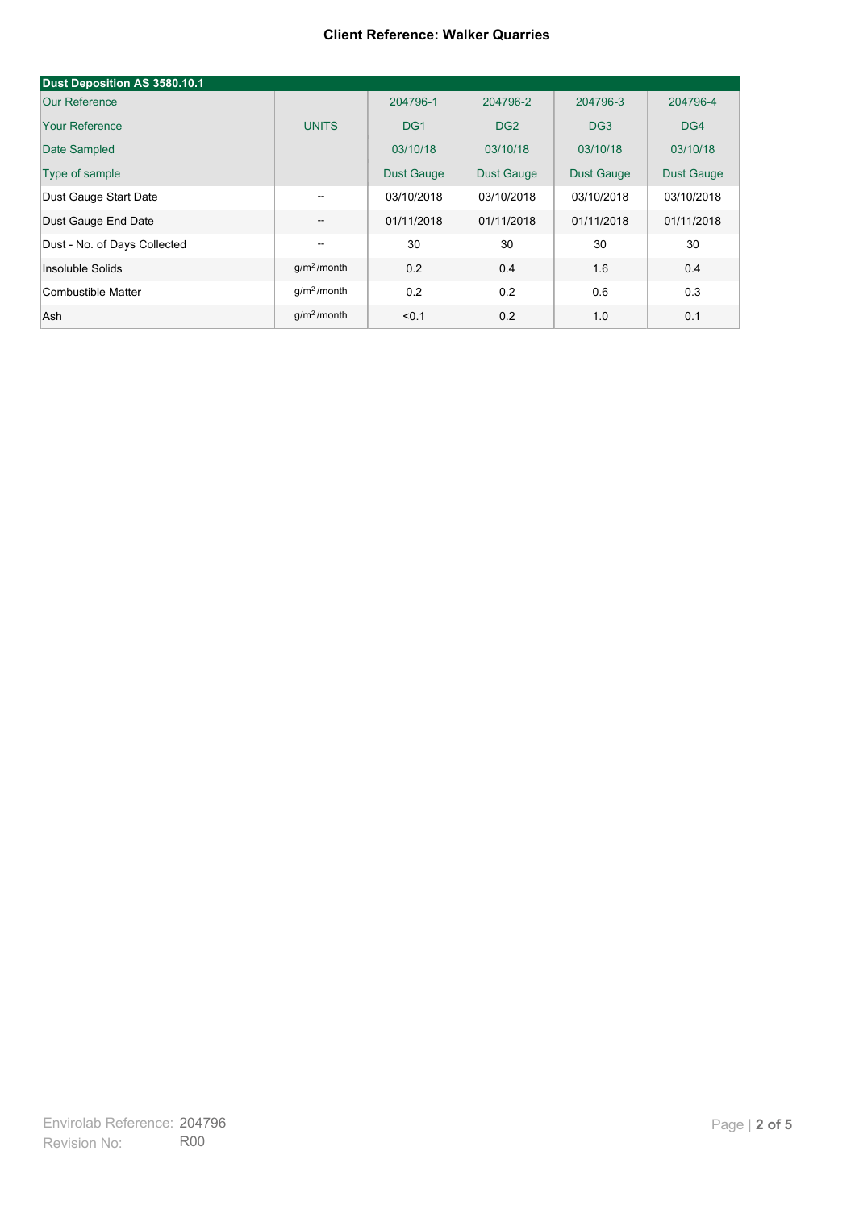**Client Reference: Walker Quarries**

| Dust Deposition AS 3580.10.1 | | | | | |
|---|---|---|---|---|---|
| Our Reference | | 204796-1 | 204796-2 | 204796-3 | 204796-4 |
| Your Reference | UNITS | DG1 | DG2 | DG3 | DG4 |
| Date Sampled | | 03/10/18 | 03/10/18 | 03/10/18 | 03/10/18 |
| Type of sample | | Dust Gauge | Dust Gauge | Dust Gauge | Dust Gauge |
| Dust Gauge Start Date | -- | 03/10/2018 | 03/10/2018 | 03/10/2018 | 03/10/2018 |
| Dust Gauge End Date | -- | 01/11/2018 | 01/11/2018 | 01/11/2018 | 01/11/2018 |
| Dust - No. of Days Collected | -- | 30 | 30 | 30 | 30 |
| Insoluble Solids | $g/m^2$/month | 0.2 | 0.4 | 1.6 | 0.4 |
| Combustible Matter | $g/m^2$/month | 0.2 | 0.2 | 0.6 | 0.3 |
| Ash | $g/m^2$/month | <0.1 | 0.2 | 1.0 | 0.1 |

Envirolab Reference: 204796
Revision No: R00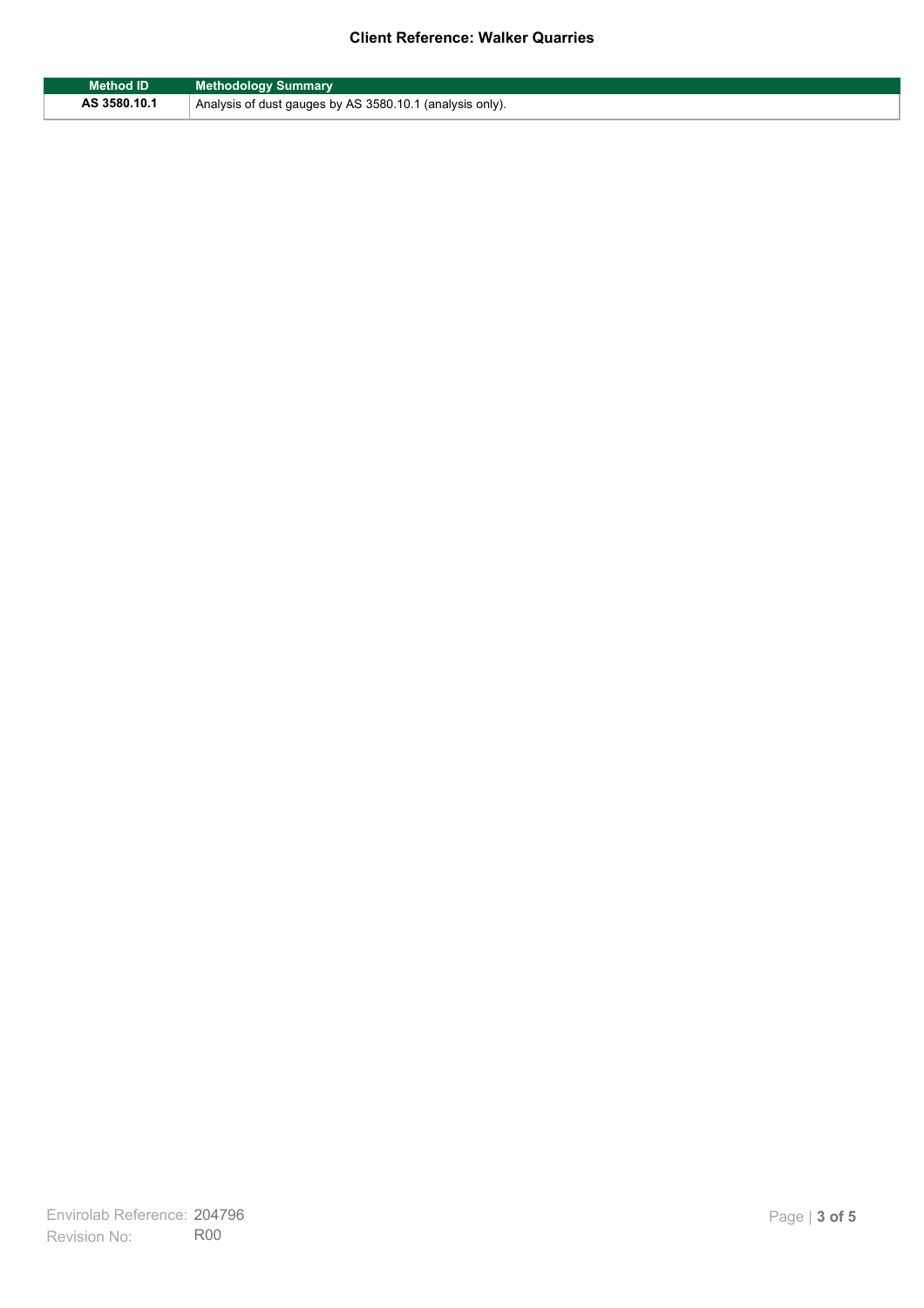**Client Reference: Walker Quarries**

| Method ID | Methodology Summary |
| --- | --- |
| **AS 3580.10.1** | Analysis of dust gauges by AS 3580.10.1 (analysis only). |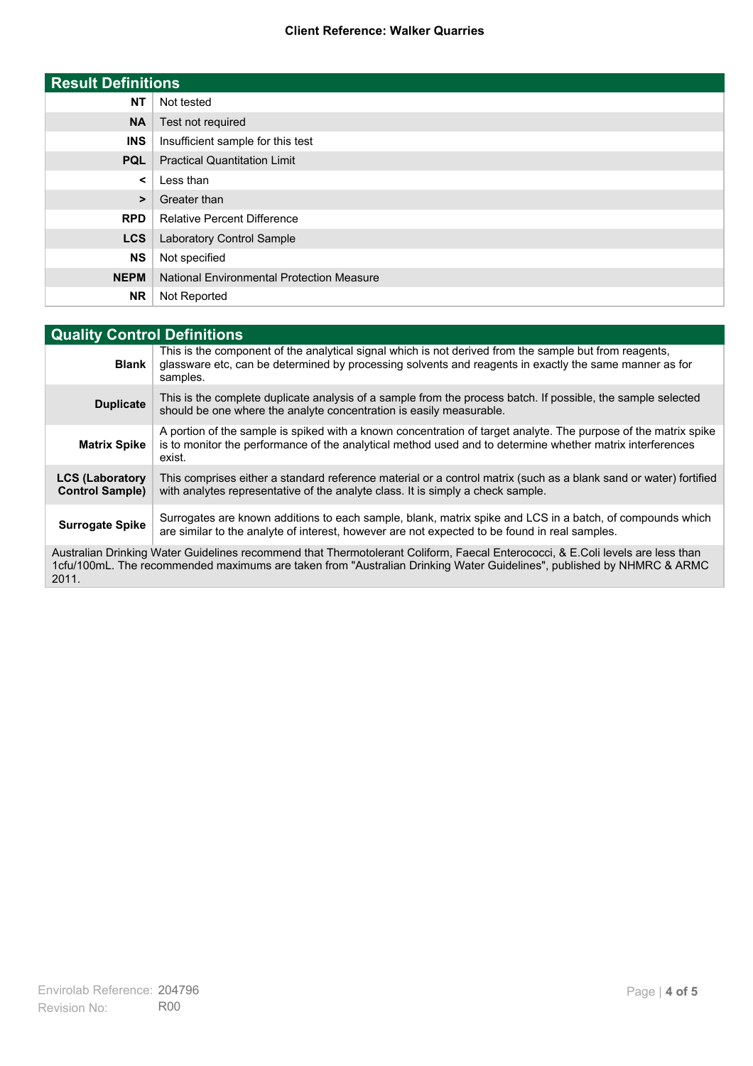**Client Reference: Walker Quarries**

| Result Definitions | |
|---|---|
| **NT** | Not tested |
| **NA** | Test not required |
| **INS** | Insufficient sample for this test |
| **PQL** | Practical Quantitation Limit |
| **<** | Less than |
| **>** | Greater than |
| **RPD** | Relative Percent Difference |
| **LCS** | Laboratory Control Sample |
| **NS** | Not specified |
| **NEPM** | National Environmental Protection Measure |
| **NR** | Not Reported |

| Quality Control Definitions | |
|---|---|
| **Blank** | This is the component of the analytical signal which is not derived from the sample but from reagents, glassware etc, can be determined by processing solvents and reagents in exactly the same manner as for samples. |
| **Duplicate** | This is the complete duplicate analysis of a sample from the process batch. If possible, the sample selected should be one where the analyte concentration is easily measurable. |
| **Matrix Spike** | A portion of the sample is spiked with a known concentration of target analyte. The purpose of the matrix spike is to monitor the performance of the analytical method used and to determine whether matrix interferences exist. |
| **LCS (Laboratory Control Sample)** | This comprises either a standard reference material or a control matrix (such as a blank sand or water) fortified with analytes representative of the analyte class. It is simply a check sample. |
| **Surrogate Spike** | Surrogates are known additions to each sample, blank, matrix spike and LCS in a batch, of compounds which are similar to the analyte of interest, however are not expected to be found in real samples. |

Australian Drinking Water Guidelines recommend that Thermotolerant Coliform, Faecal Enterococci, & E.Coli levels are less than 1cfu/100mL. The recommended maximums are taken from "Australian Drinking Water Guidelines", published by NHMRC & ARMC 2011.

Envirolab Reference: 204796
Revision No: R00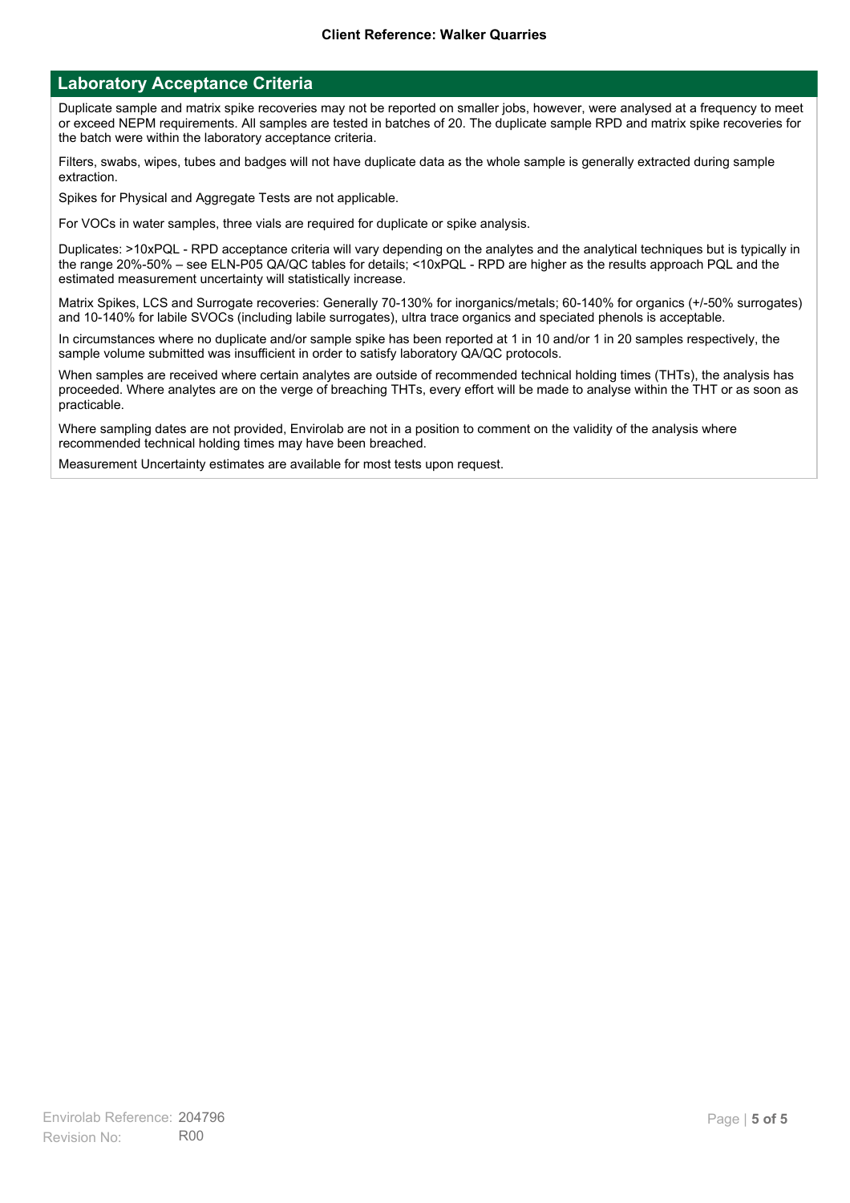## Laboratory Acceptance Criteria

Duplicate sample and matrix spike recoveries may not be reported on smaller jobs, however, were analysed at a frequency to meet or exceed NEPM requirements. All samples are tested in batches of 20. The duplicate sample RPD and matrix spike recoveries for the batch were within the laboratory acceptance criteria.

Filters, swabs, wipes, tubes and badges will not have duplicate data as the whole sample is generally extracted during sample extraction.

Spikes for Physical and Aggregate Tests are not applicable.

For VOCs in water samples, three vials are required for duplicate or spike analysis.

Duplicates: >10xPQL - RPD acceptance criteria will vary depending on the analytes and the analytical techniques but is typically in the range 20%-50% – see ELN-P05 QA/QC tables for details; <10xPQL - RPD are higher as the results approach PQL and the estimated measurement uncertainty will statistically increase.

Matrix Spikes, LCS and Surrogate recoveries: Generally 70-130% for inorganics/metals; 60-140% for organics (+/-50% surrogates) and 10-140% for labile SVOCs (including labile surrogates), ultra trace organics and speciated phenols is acceptable.

In circumstances where no duplicate and/or sample spike has been reported at 1 in 10 and/or 1 in 20 samples respectively, the sample volume submitted was insufficient in order to satisfy laboratory QA/QC protocols.

When samples are received where certain analytes are outside of recommended technical holding times (THTs), the analysis has proceeded. Where analytes are on the verge of breaching THTs, every effort will be made to analyse within the THT or as soon as practicable.

Where sampling dates are not provided, Envirolab are not in a position to comment on the validity of the analysis where recommended technical holding times may have been breached.

Measurement Uncertainty estimates are available for most tests upon request.